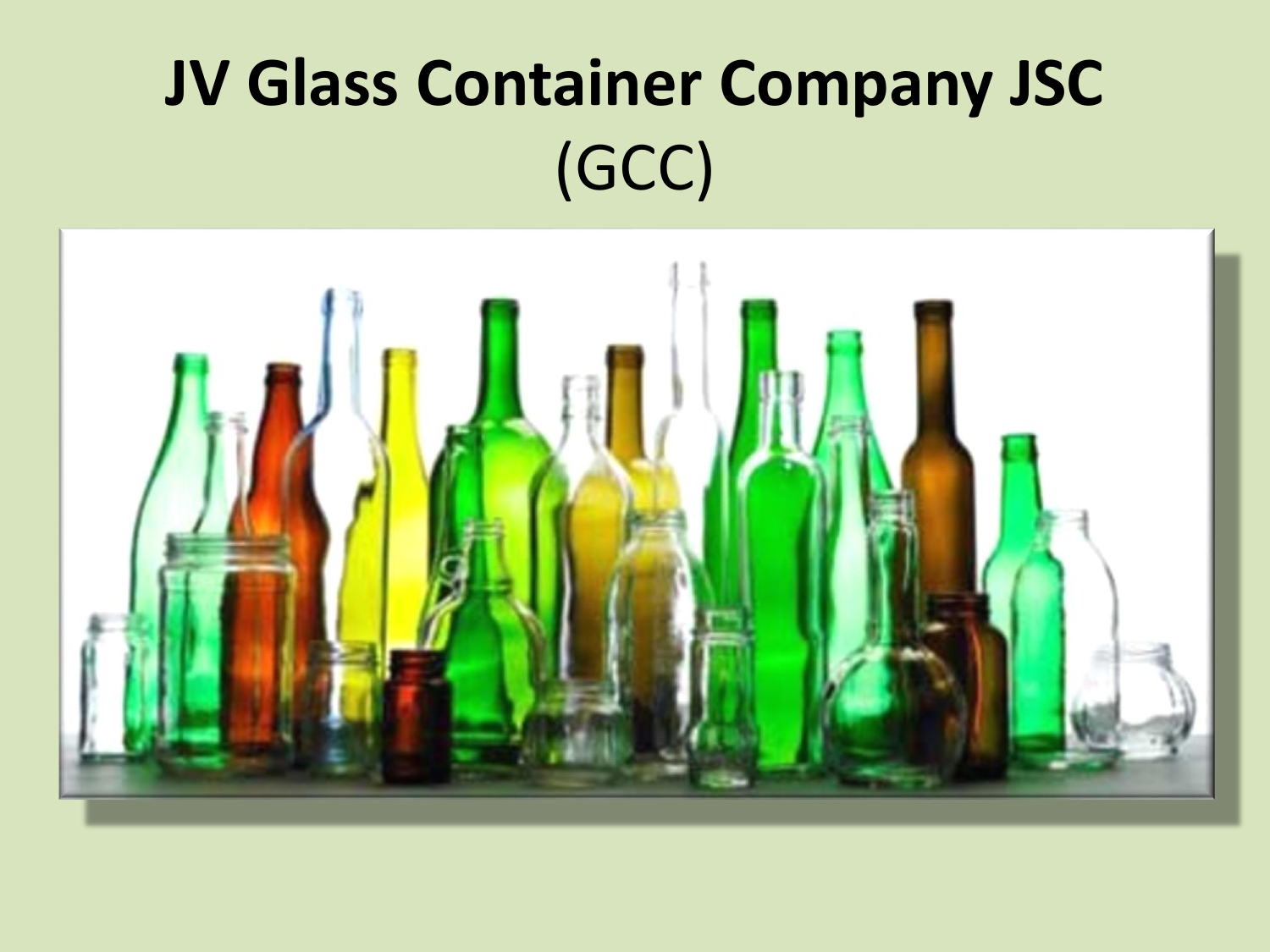# JV Glass Container Company JSC

(GCC)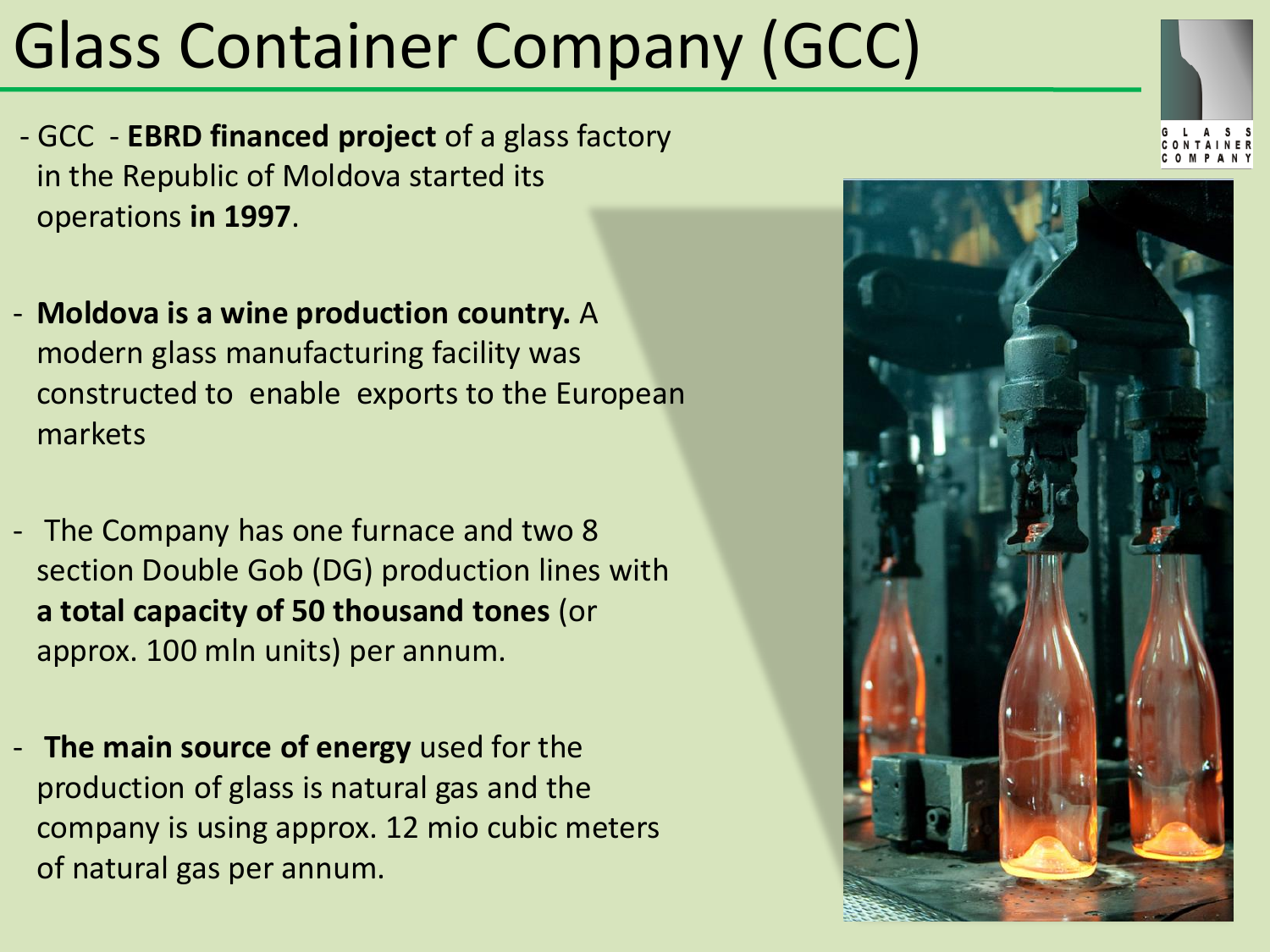# Glass Container Company (GCC)

- GCC - **EBRD financed project** of a glass factory in the Republic of Moldova started its operations **in 1997**.

- **Moldova is a wine production country.** A modern glass manufacturing facility was constructed to enable exports to the European markets

- The Company has one furnace and two 8 section Double Gob (DG) production lines with **a total capacity of 50 thousand tones** (or approx. 100 mln units) per annum.

- **The main source of energy** used for the production of glass is natural gas and the company is using approx. 12 mio cubic meters of natural gas per annum.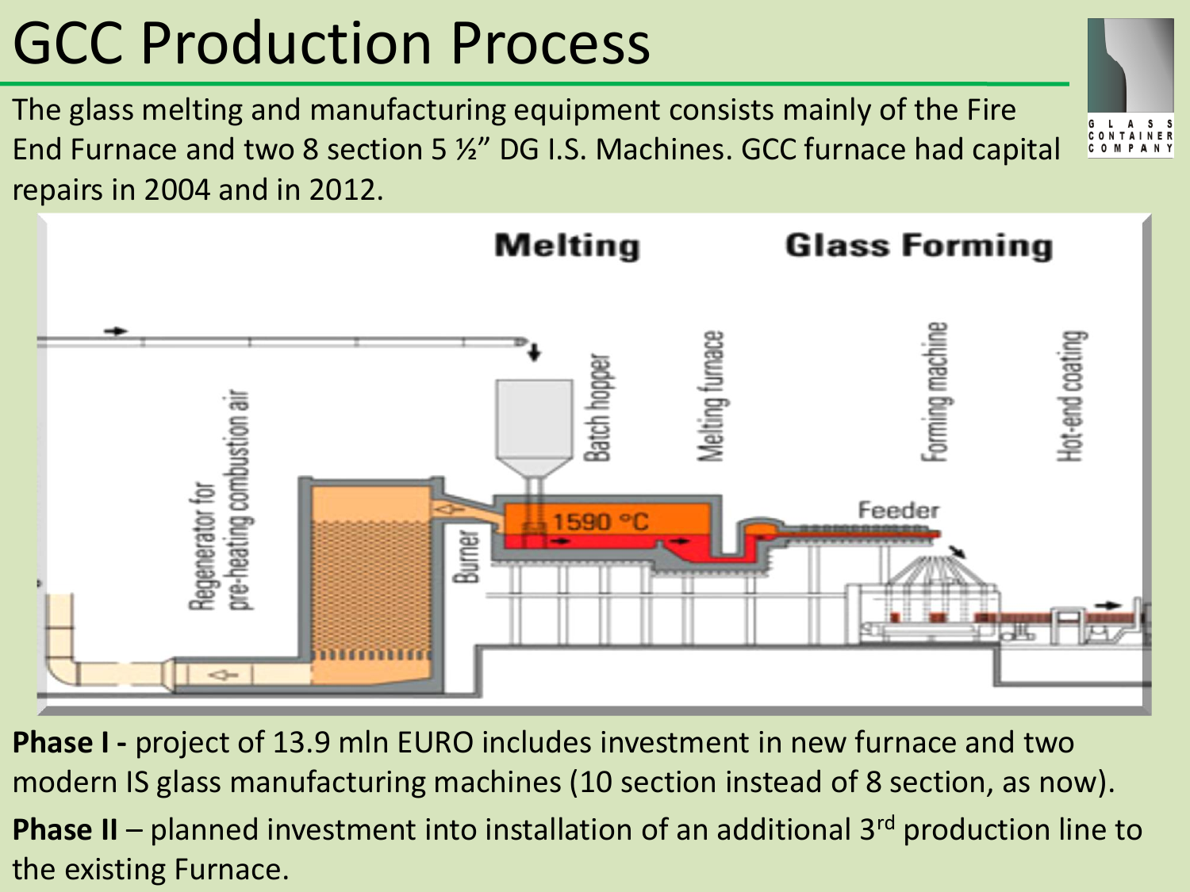# GCC Production Process

The glass melting and manufacturing equipment consists mainly of the Fire End Furnace and two 8 section 5 ½" DG I.S. Machines. GCC furnace had capital repairs in 2004 and in 2012.

**Phase I -** project of 13.9 mln EURO includes investment in new furnace and two modern IS glass manufacturing machines (10 section instead of 8 section, as now).

**Phase II** – planned investment into installation of an additional 3rd production line to the existing Furnace.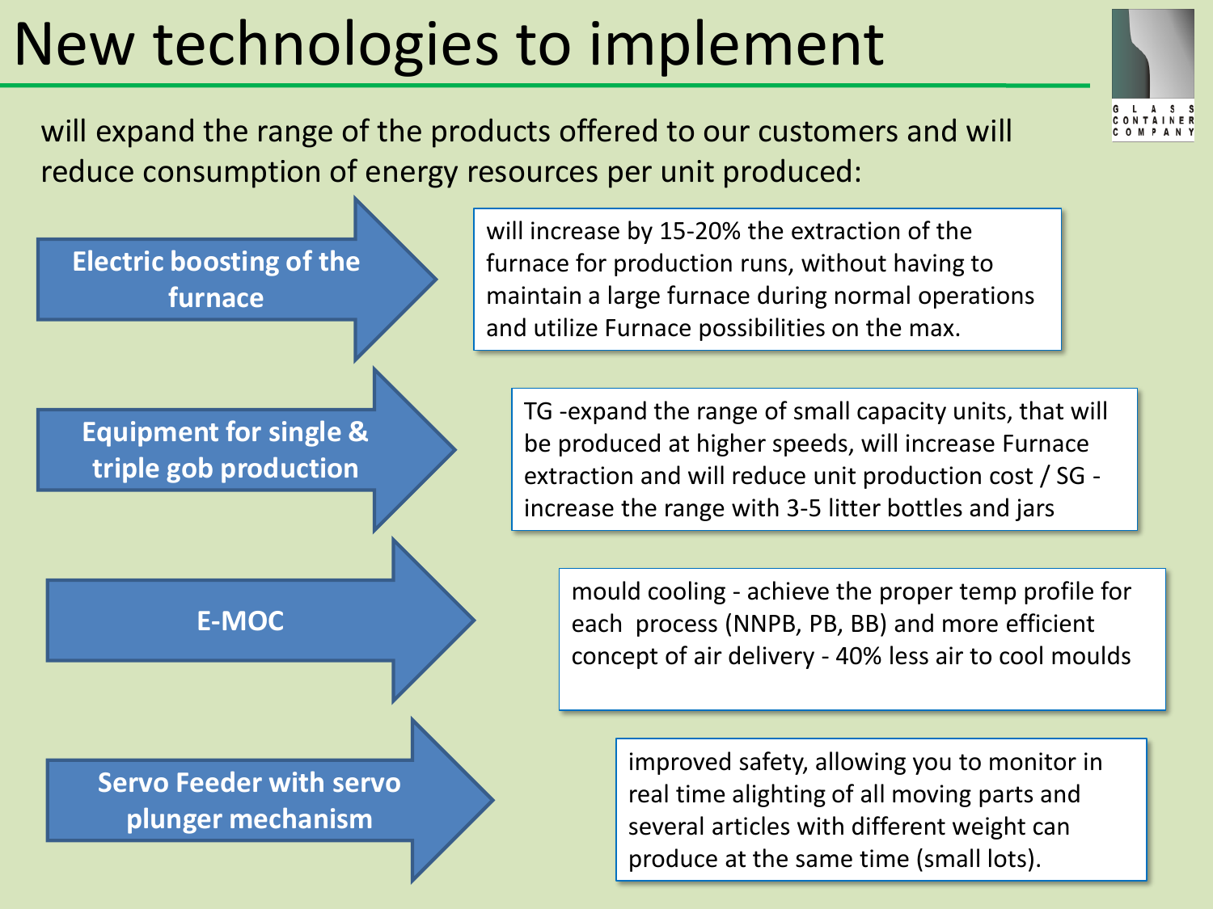# New technologies to implement

will expand the range of the products offered to our customers and will reduce consumption of energy resources per unit produced:

**Electric boosting of the furnace**

will increase by 15-20% the extraction of the furnace for production runs, without having to maintain a large furnace during normal operations and utilize Furnace possibilities on the max.

**Equipment for single & triple gob production**

TG -expand the range of small capacity units, that will be produced at higher speeds, will increase Furnace extraction and will reduce unit production cost / SG - increase the range with 3-5 litter bottles and jars

**E-MOC**

mould cooling - achieve the proper temp profile for each process (NNPB, PB, BB) and more efficient concept of air delivery - 40% less air to cool moulds

**Servo Feeder with servo plunger mechanism**

improved safety, allowing you to monitor in real time alighting of all moving parts and several articles with different weight can produce at the same time (small lots).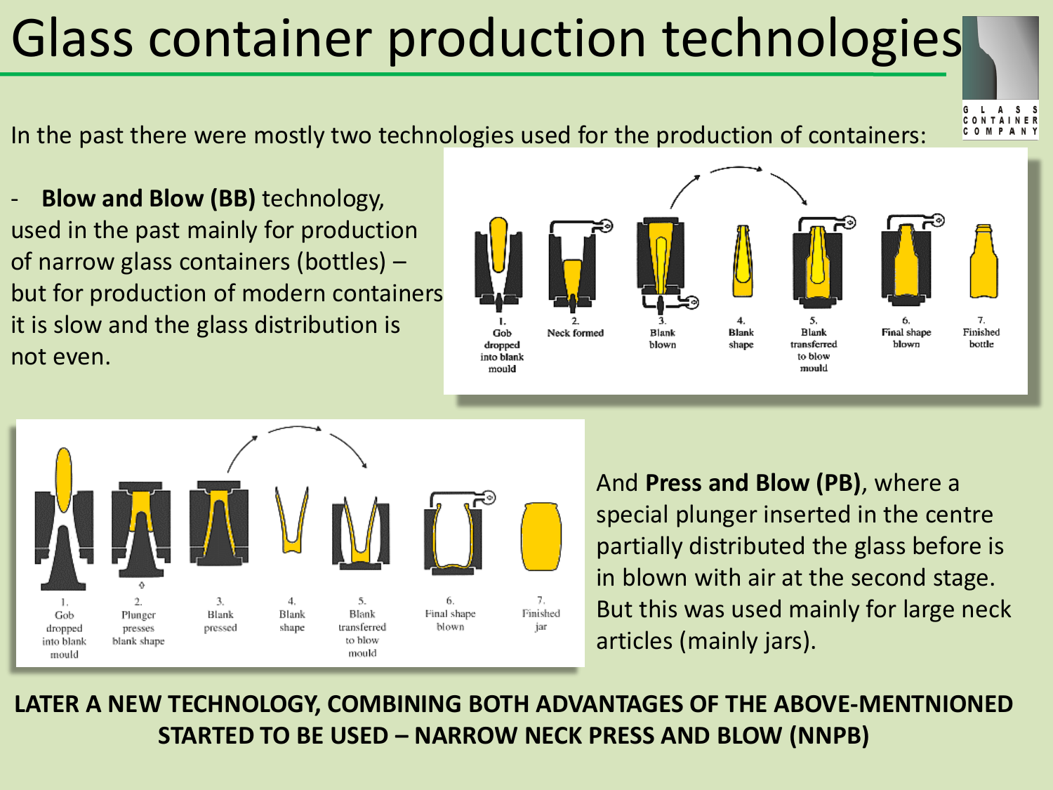# Glass container production technologies

In the past there were mostly two technologies used for the production of containers:

- **Blow and Blow (BB)** technology, used in the past mainly for production of narrow glass containers (bottles) – but for production of modern containers it is slow and the glass distribution is not even.

1. Gob dropped into blank mould
2. Neck formed
3. Blank blown
4. Blank shape
5. Blank transferred to blow mould
6. Final shape blown
7. Finished bottle

And **Press and Blow (PB)**, where a special plunger inserted in the centre partially distributed the glass before is in blown with air at the second stage. But this was used mainly for large neck articles (mainly jars).

1. Gob dropped into blank mould
2. Plunger presses blank shape
3. Blank pressed
4. Blank shape
5. Blank transferred to blow mould
6. Final shape blown
7. Finished jar

**LATER A NEW TECHNOLOGY, COMBINING BOTH ADVANTAGES OF THE ABOVE-MENTNIONED STARTED TO BE USED – NARROW NECK PRESS AND BLOW (NNPB)**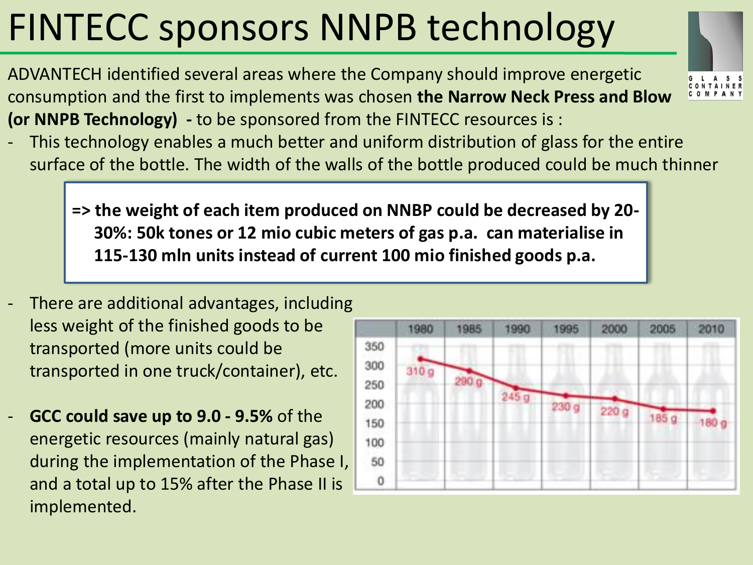# FINTECC sponsors NNPB technology

ADVANTECH identified several areas where the Company should improve energetic consumption and the first to implements was chosen **the Narrow Neck Press and Blow (or NNPB Technology) -** to be sponsored from the FINTECC resources is :

- This technology enables a much better and uniform distribution of glass for the entire surface of the bottle. The width of the walls of the bottle produced could be much thinner

> **=> the weight of each item produced on NNBP could be decreased by 20-30%: 50k tones or 12 mio cubic meters of gas p.a. can materialise in 115-130 mln units instead of current 100 mio finished goods p.a.**

- There are additional advantages, including less weight of the finished goods to be transported (more units could be transported in one truck/container), etc.

- **GCC could save up to 9.0 - 9.5%** of the energetic resources (mainly natural gas) during the implementation of the Phase I, and a total up to 15% after the Phase II is implemented.

| 1980 | 1985 | 1990 | 1995 | 2000 | 2005 | 2010 |
|---|---|---|---|---|---|---|
| 310 g | 290 g | 245 g | 230 g | 220 g | 185 g | 180 g |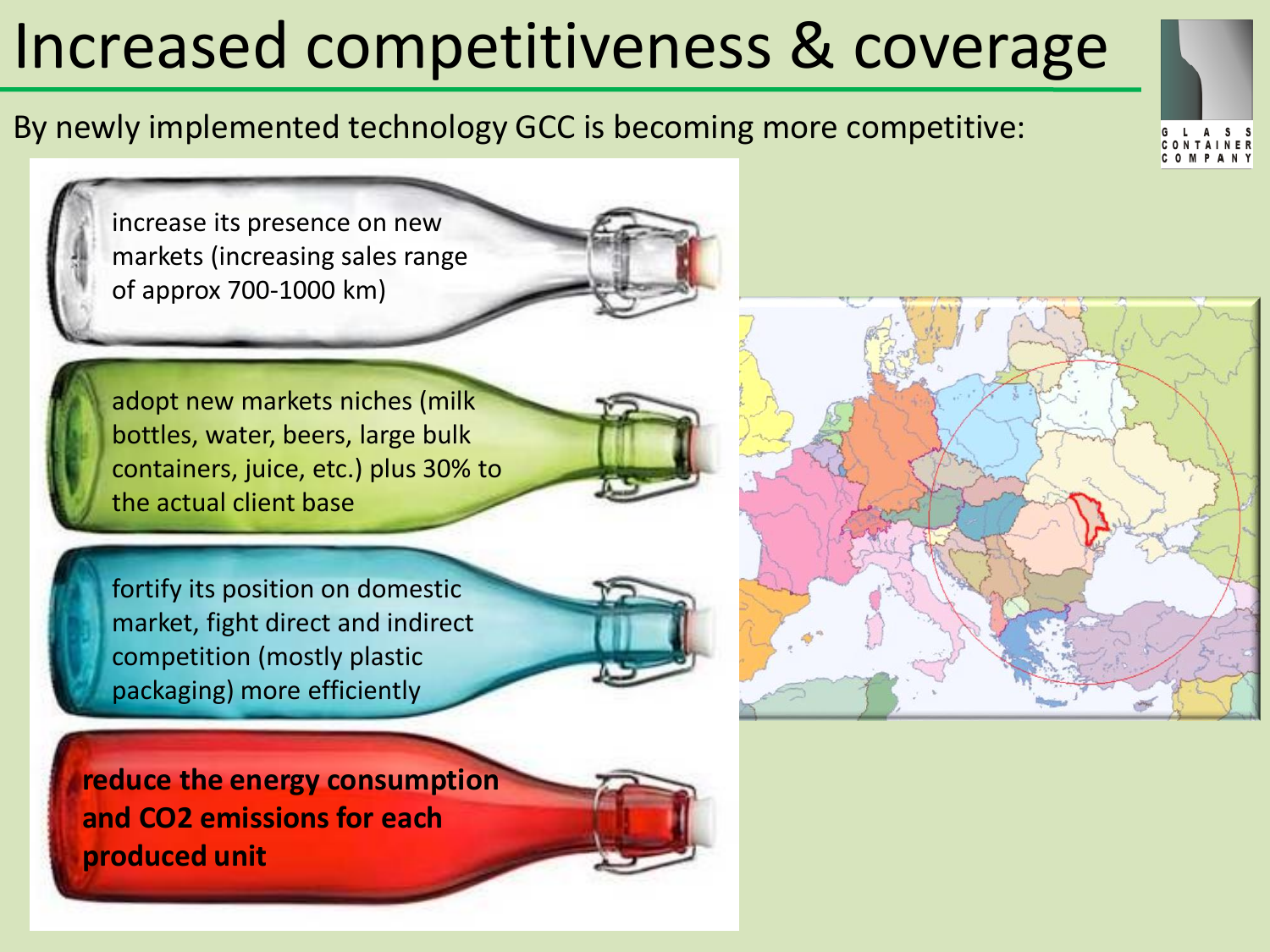# Increased competitiveness & coverage

By newly implemented technology GCC is becoming more competitive:

- increase its presence on new markets (increasing sales range of approx 700-1000 km)
- adopt new markets niches (milk bottles, water, beers, large bulk containers, juice, etc.) plus 30% to the actual client base
- fortify its position on domestic market, fight direct and indirect competition (mostly plastic packaging) more efficiently
- **reduce the energy consumption and $CO_2$ emissions for each produced unit**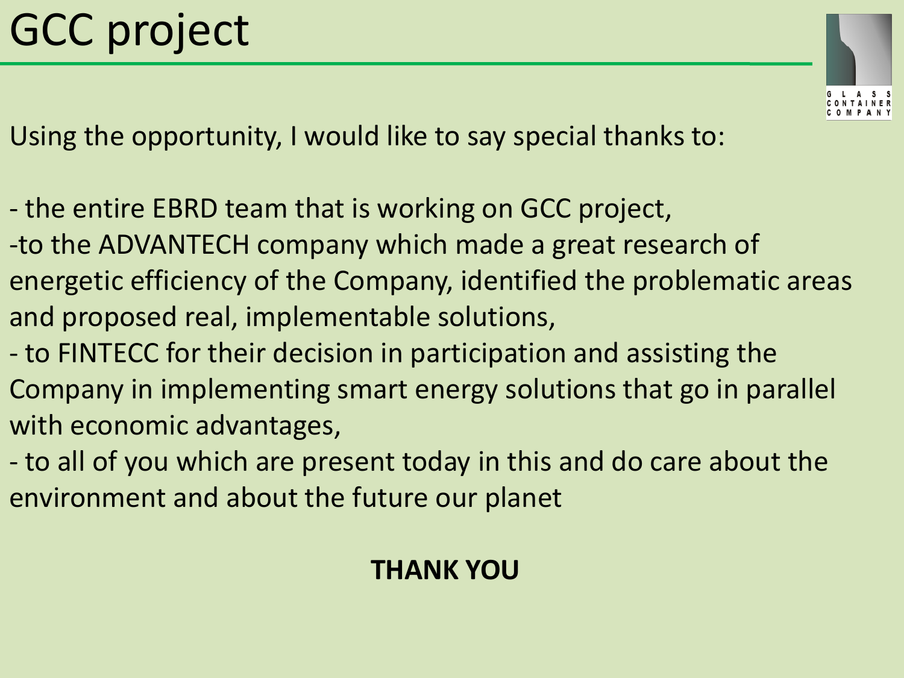# GCC project

Using the opportunity, I would like to say special thanks to:

- the entire EBRD team that is working on GCC project,
-to the ADVANTECH company which made a great research of energetic efficiency of the Company, identified the problematic areas and proposed real, implementable solutions,
- to FINTECC for their decision in participation and assisting the Company in implementing smart energy solutions that go in parallel with economic advantages,
- to all of you which are present today in this and do care about the environment and about the future our planet

**THANK YOU**